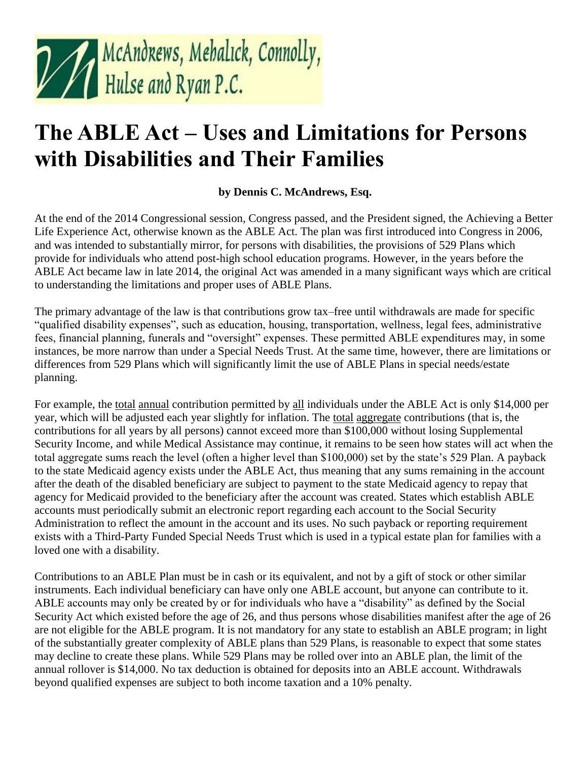McAndrews, Mehalick, Connolly, Hulse and Ryan P.C.

# The ABLE Act – Uses and Limitations for Persons with Disabilities and Their Families

**by Dennis C. McAndrews, Esq.**

At the end of the 2014 Congressional session, Congress passed, and the President signed, the Achieving a Better Life Experience Act, otherwise known as the ABLE Act. The plan was first introduced into Congress in 2006, and was intended to substantially mirror, for persons with disabilities, the provisions of 529 Plans which provide for individuals who attend post-high school education programs. However, in the years before the ABLE Act became law in late 2014, the original Act was amended in a many significant ways which are critical to understanding the limitations and proper uses of ABLE Plans.

The primary advantage of the law is that contributions grow tax–free until withdrawals are made for specific "qualified disability expenses", such as education, housing, transportation, wellness, legal fees, administrative fees, financial planning, funerals and "oversight" expenses. These permitted ABLE expenditures may, in some instances, be more narrow than under a Special Needs Trust. At the same time, however, there are limitations or differences from 529 Plans which will significantly limit the use of ABLE Plans in special needs/estate planning.

For example, the <u>total</u> <u>annual</u> contribution permitted by <u>all</u> individuals under the ABLE Act is only $14,000 per year, which will be adjusted each year slightly for inflation. The <u>total</u> <u>aggregate</u> contributions (that is, the contributions for all years by all persons) cannot exceed more than $100,000 without losing Supplemental Security Income, and while Medical Assistance may continue, it remains to be seen how states will act when the total aggregate sums reach the level (often a higher level than $100,000) set by the state's 529 Plan. A payback to the state Medicaid agency exists under the ABLE Act, thus meaning that any sums remaining in the account after the death of the disabled beneficiary are subject to payment to the state Medicaid agency to repay that agency for Medicaid provided to the beneficiary after the account was created. States which establish ABLE accounts must periodically submit an electronic report regarding each account to the Social Security Administration to reflect the amount in the account and its uses. No such payback or reporting requirement exists with a Third-Party Funded Special Needs Trust which is used in a typical estate plan for families with a loved one with a disability.

Contributions to an ABLE Plan must be in cash or its equivalent, and not by a gift of stock or other similar instruments. Each individual beneficiary can have only one ABLE account, but anyone can contribute to it. ABLE accounts may only be created by or for individuals who have a "disability" as defined by the Social Security Act which existed before the age of 26, and thus persons whose disabilities manifest after the age of 26 are not eligible for the ABLE program. It is not mandatory for any state to establish an ABLE program; in light of the substantially greater complexity of ABLE plans than 529 Plans, is reasonable to expect that some states may decline to create these plans. While 529 Plans may be rolled over into an ABLE plan, the limit of the annual rollover is $14,000. No tax deduction is obtained for deposits into an ABLE account. Withdrawals beyond qualified expenses are subject to both income taxation and a 10% penalty.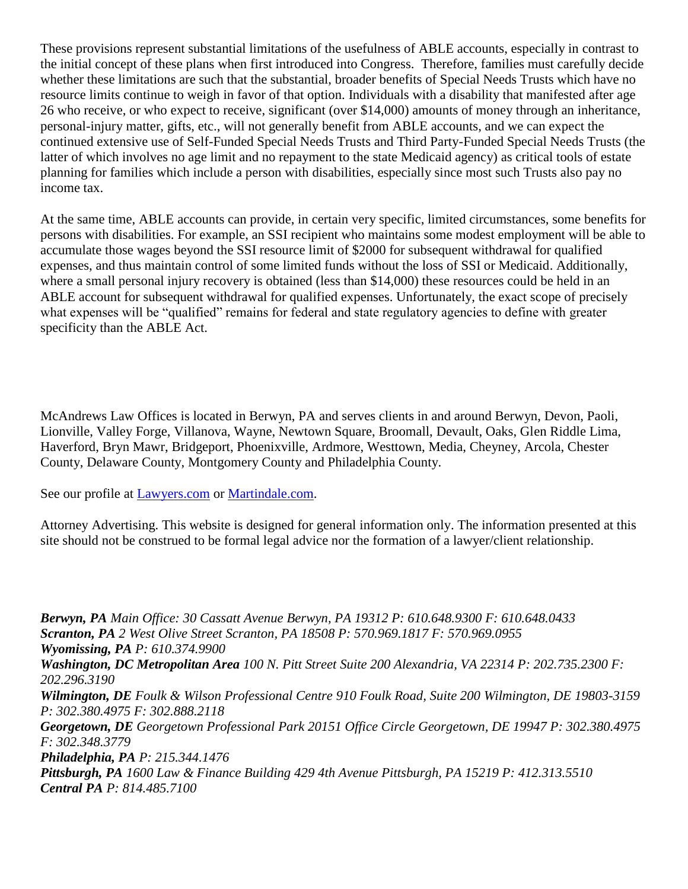These provisions represent substantial limitations of the usefulness of ABLE accounts, especially in contrast to the initial concept of these plans when first introduced into Congress. Therefore, families must carefully decide whether these limitations are such that the substantial, broader benefits of Special Needs Trusts which have no resource limits continue to weigh in favor of that option. Individuals with a disability that manifested after age 26 who receive, or who expect to receive, significant (over $14,000) amounts of money through an inheritance, personal-injury matter, gifts, etc., will not generally benefit from ABLE accounts, and we can expect the continued extensive use of Self-Funded Special Needs Trusts and Third Party-Funded Special Needs Trusts (the latter of which involves no age limit and no repayment to the state Medicaid agency) as critical tools of estate planning for families which include a person with disabilities, especially since most such Trusts also pay no income tax.

At the same time, ABLE accounts can provide, in certain very specific, limited circumstances, some benefits for persons with disabilities. For example, an SSI recipient who maintains some modest employment will be able to accumulate those wages beyond the SSI resource limit of $2000 for subsequent withdrawal for qualified expenses, and thus maintain control of some limited funds without the loss of SSI or Medicaid. Additionally, where a small personal injury recovery is obtained (less than $14,000) these resources could be held in an ABLE account for subsequent withdrawal for qualified expenses. Unfortunately, the exact scope of precisely what expenses will be "qualified" remains for federal and state regulatory agencies to define with greater specificity than the ABLE Act.

McAndrews Law Offices is located in Berwyn, PA and serves clients in and around Berwyn, Devon, Paoli, Lionville, Valley Forge, Villanova, Wayne, Newtown Square, Broomall, Devault, Oaks, Glen Riddle Lima, Haverford, Bryn Mawr, Bridgeport, Phoenixville, Ardmore, Westtown, Media, Cheyney, Arcola, Chester County, Delaware County, Montgomery County and Philadelphia County.

See our profile at Lawyers.com or Martindale.com.

Attorney Advertising. This website is designed for general information only. The information presented at this site should not be construed to be formal legal advice nor the formation of a lawyer/client relationship.

***Berwyn, PA*** *Main Office: 30 Cassatt Avenue Berwyn, PA 19312 P: 610.648.9300 F: 610.648.0433*
***Scranton, PA*** *2 West Olive Street Scranton, PA 18508 P: 570.969.1817 F: 570.969.0955*
***Wyomissing, PA*** *P: 610.374.9900*
***Washington, DC Metropolitan Area*** *100 N. Pitt Street Suite 200 Alexandria, VA 22314 P: 202.735.2300 F: 202.296.3190*
***Wilmington, DE*** *Foulk & Wilson Professional Centre 910 Foulk Road, Suite 200 Wilmington, DE 19803-3159 P: 302.380.4975 F: 302.888.2118*
***Georgetown, DE*** *Georgetown Professional Park 20151 Office Circle Georgetown, DE 19947 P: 302.380.4975 F: 302.348.3779*
***Philadelphia, PA*** *P: 215.344.1476*
***Pittsburgh, PA*** *1600 Law & Finance Building 429 4th Avenue Pittsburgh, PA 15219 P: 412.313.5510*
***Central PA*** *P: 814.485.7100*